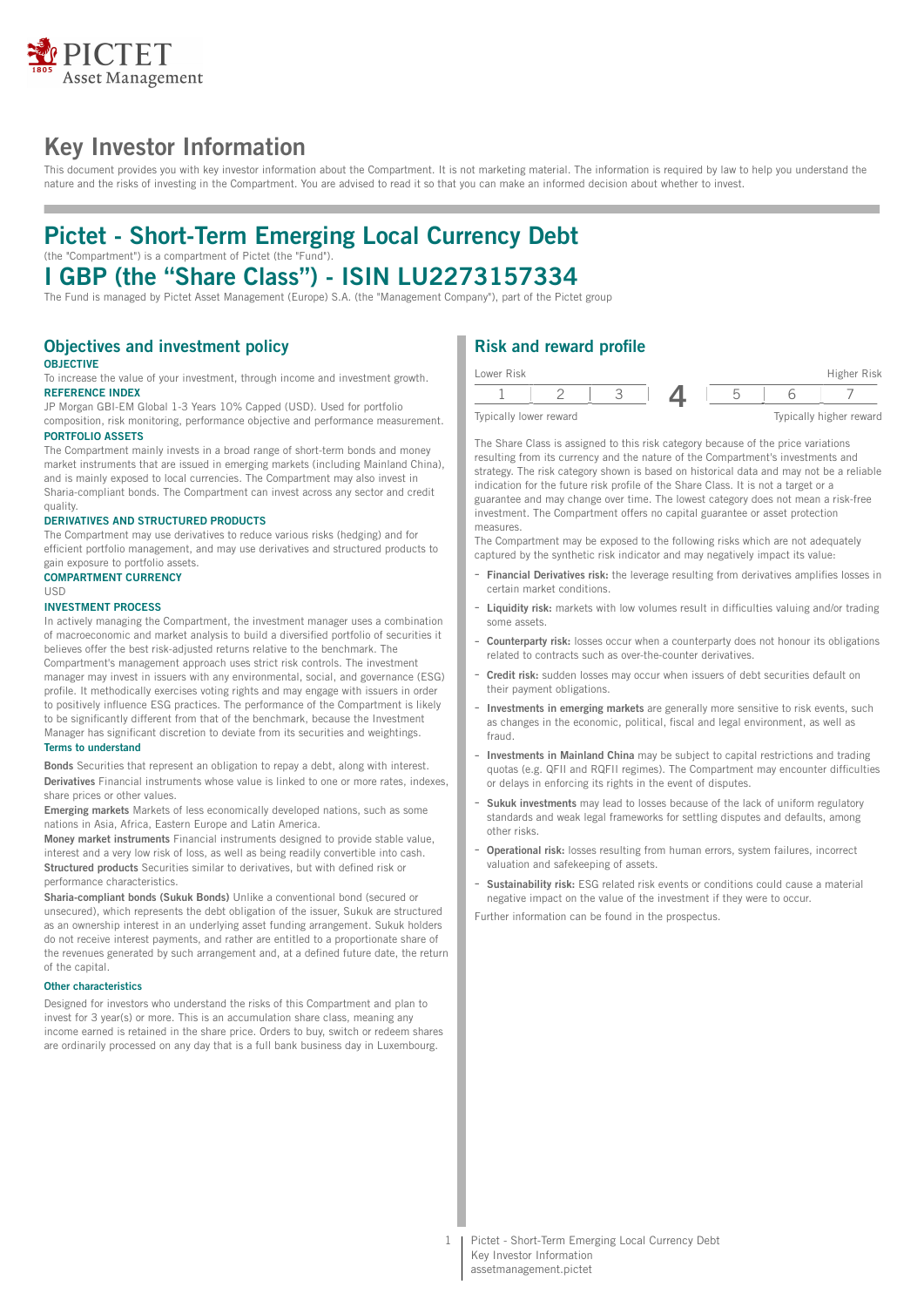# Key Investor Information

This document provides you with key investor information about the Compartment. It is not marketing material. The information is required by law to help you understand the nature and the risks of investing in the Compartment. You are advised to read it so that you can make an informed decision about whether to invest.

# Pictet - Short-Term Emerging Local Currency Debt

(the "Compartment") is a compartment of Pictet (the "Fund").

# I GBP (the "Share Class") - ISIN LU2273157334

The Fund is managed by Pictet Asset Management (Europe) S.A. (the "Management Company"), part of the Pictet group

## Objectives and investment policy

**OBJECTIVE**

To increase the value of your investment, through income and investment growth.

**REFERENCE INDEX**

JP Morgan GBI-EM Global 1-3 Years 10% Capped (USD). Used for portfolio composition, risk monitoring, performance objective and performance measurement.

**PORTFOLIO ASSETS**

The Compartment mainly invests in a broad range of short-term bonds and money market instruments that are issued in emerging markets (including Mainland China), and is mainly exposed to local currencies. The Compartment may also invest in Sharia-compliant bonds. The Compartment can invest across any sector and credit quality.

**DERIVATIVES AND STRUCTURED PRODUCTS**

The Compartment may use derivatives to reduce various risks (hedging) and for efficient portfolio management, and may use derivatives and structured products to gain exposure to portfolio assets.

**COMPARTMENT CURRENCY**

USD

**INVESTMENT PROCESS**

In actively managing the Compartment, the investment manager uses a combination of macroeconomic and market analysis to build a diversified portfolio of securities it believes offer the best risk-adjusted returns relative to the benchmark. The Compartment's management approach uses strict risk controls. The investment manager may invest in issuers with any environmental, social, and governance (ESG) profile. It methodically exercises voting rights and may engage with issuers in order to positively influence ESG practices. The performance of the Compartment is likely to be significantly different from that of the benchmark, because the Investment Manager has significant discretion to deviate from its securities and weightings.

### Terms to understand

**Bonds** Securities that represent an obligation to repay a debt, along with interest.

**Derivatives** Financial instruments whose value is linked to one or more rates, indexes, share prices or other values.

**Emerging markets** Markets of less economically developed nations, such as some nations in Asia, Africa, Eastern Europe and Latin America.

**Money market instruments** Financial instruments designed to provide stable value, interest and a very low risk of loss, as well as being readily convertible into cash.

**Structured products** Securities similar to derivatives, but with defined risk or performance characteristics.

**Sharia-compliant bonds (Sukuk Bonds)** Unlike a conventional bond (secured or unsecured), which represents the debt obligation of the issuer, Sukuk are structured as an ownership interest in an underlying asset funding arrangement. Sukuk holders do not receive interest payments, and rather are entitled to a proportionate share of the revenues generated by such arrangement and, at a defined future date, the return of the capital.

### Other characteristics

Designed for investors who understand the risks of this Compartment and plan to invest for 3 year(s) or more. This is an accumulation share class, meaning any income earned is retained in the share price. Orders to buy, switch or redeem shares are ordinarily processed on any day that is a full bank business day in Luxembourg.

## Risk and reward profile

| Lower Risk | | | | | | Higher Risk |
|---|---|---|---|---|---|---|
| 1 | 2 | 3 | **4** | 5 | 6 | 7 |
| Typically lower reward | | | | | | Typically higher reward |

The Share Class is assigned to this risk category because of the price variations resulting from its currency and the nature of the Compartment's investments and strategy. The risk category shown is based on historical data and may not be a reliable indication for the future risk profile of the Share Class. It is not a target or a guarantee and may change over time. The lowest category does not mean a risk-free investment. The Compartment offers no capital guarantee or asset protection measures.

The Compartment may be exposed to the following risks which are not adequately captured by the synthetic risk indicator and may negatively impact its value:

- **Financial Derivatives risk:** the leverage resulting from derivatives amplifies losses in certain market conditions.
- **Liquidity risk:** markets with low volumes result in difficulties valuing and/or trading some assets.
- **Counterparty risk:** losses occur when a counterparty does not honour its obligations related to contracts such as over-the-counter derivatives.
- **Credit risk:** sudden losses may occur when issuers of debt securities default on their payment obligations.
- **Investments in emerging markets** are generally more sensitive to risk events, such as changes in the economic, political, fiscal and legal environment, as well as fraud.
- **Investments in Mainland China** may be subject to capital restrictions and trading quotas (e.g. QFII and RQFII regimes). The Compartment may encounter difficulties or delays in enforcing its rights in the event of disputes.
- **Sukuk investments** may lead to losses because of the lack of uniform regulatory standards and weak legal frameworks for settling disputes and defaults, among other risks.
- **Operational risk:** losses resulting from human errors, system failures, incorrect valuation and safekeeping of assets.
- **Sustainability risk:** ESG related risk events or conditions could cause a material negative impact on the value of the investment if they were to occur.

Further information can be found in the prospectus.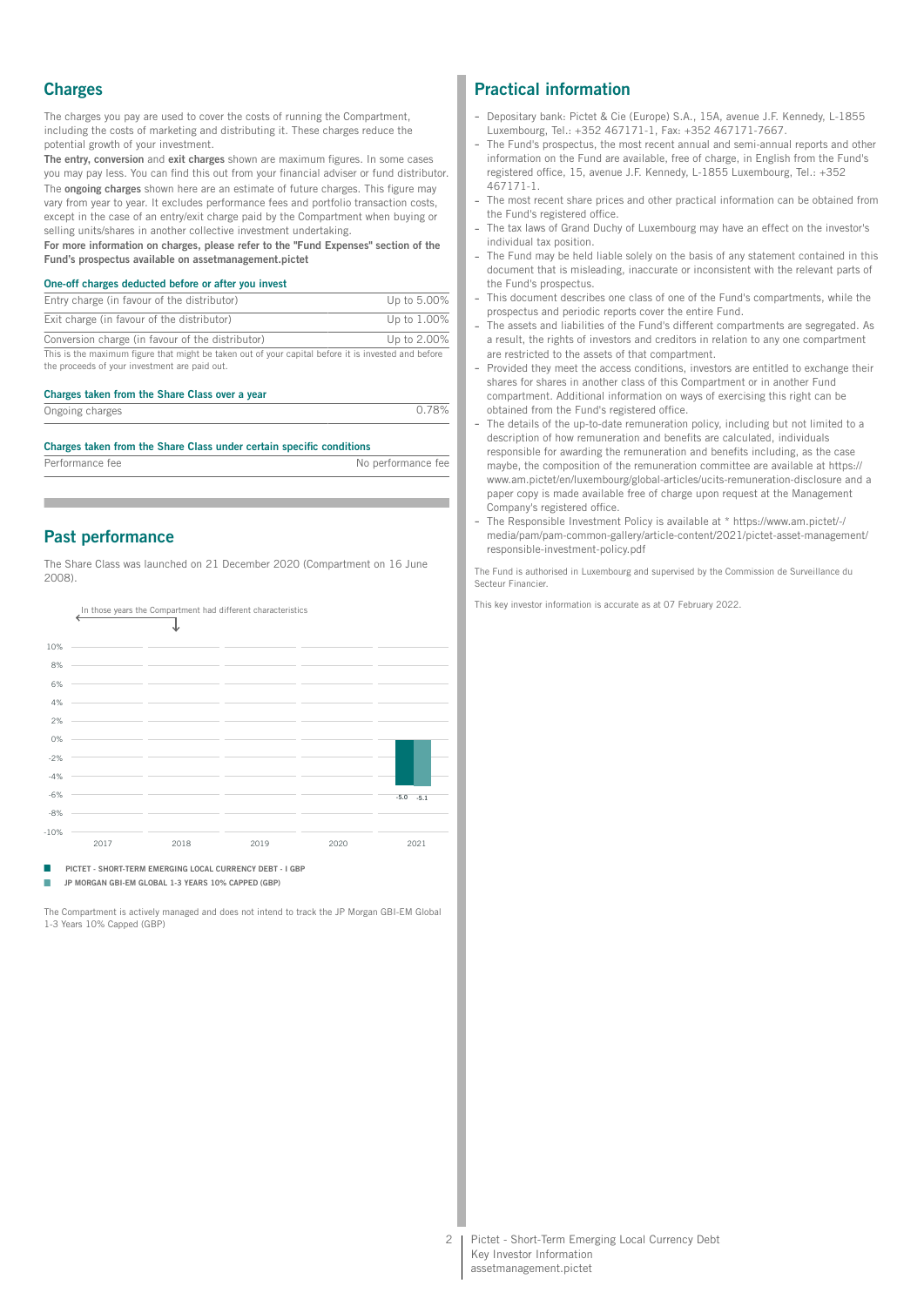## Charges

The charges you pay are used to cover the costs of running the Compartment, including the costs of marketing and distributing it. These charges reduce the potential growth of your investment.

**The entry, conversion** and **exit charges** shown are maximum figures. In some cases you may pay less. You can find this out from your financial adviser or fund distributor.

The **ongoing charges** shown here are an estimate of future charges. This figure may vary from year to year. It excludes performance fees and portfolio transaction costs, except in the case of an entry/exit charge paid by the Compartment when buying or selling units/shares in another collective investment undertaking.

**For more information on charges, please refer to the "Fund Expenses" section of the Fund's prospectus available on assetmanagement.pictet**

**One-off charges deducted before or after you invest**

| | |
|---|---|
| Entry charge (in favour of the distributor) | Up to 5.00% |
| Exit charge (in favour of the distributor) | Up to 1.00% |
| Conversion charge (in favour of the distributor) | Up to 2.00% |

This is the maximum figure that might be taken out of your capital before it is invested and before the proceeds of your investment are paid out.

**Charges taken from the Share Class over a year**

| | |
|---|---|
| Ongoing charges | 0.78% |

**Charges taken from the Share Class under certain specific conditions**

| | |
|---|---|
| Performance fee | No performance fee |

## Past performance

The Share Class was launched on 21 December 2020 (Compartment on 16 June 2008).

In those years the Compartment had different characteristics

10%
8%
6%
4%
2%
0%
-2%
-4%
-6%
-8%
-10%

2017 2018 2019 2020 2021

-5.0 -5.1

PICTET - SHORT-TERM EMERGING LOCAL CURRENCY DEBT - I GBP
JP MORGAN GBI-EM GLOBAL 1-3 YEARS 10% CAPPED (GBP)

The Compartment is actively managed and does not intend to track the JP Morgan GBI-EM Global 1-3 Years 10% Capped (GBP)

## Practical information

- Depositary bank: Pictet & Cie (Europe) S.A., 15A, avenue J.F. Kennedy, L-1855 Luxembourg, Tel.: +352 467171-1, Fax: +352 467171-7667.
- The Fund's prospectus, the most recent annual and semi-annual reports and other information on the Fund are available, free of charge, in English from the Fund's registered office, 15, avenue J.F. Kennedy, L-1855 Luxembourg, Tel.: +352 467171-1.
- The most recent share prices and other practical information can be obtained from the Fund's registered office.
- The tax laws of Grand Duchy of Luxembourg may have an effect on the investor's individual tax position.
- The Fund may be held liable solely on the basis of any statement contained in this document that is misleading, inaccurate or inconsistent with the relevant parts of the Fund's prospectus.
- This document describes one class of one of the Fund's compartments, while the prospectus and periodic reports cover the entire Fund.
- The assets and liabilities of the Fund's different compartments are segregated. As a result, the rights of investors and creditors in relation to any one compartment are restricted to the assets of that compartment.
- Provided they meet the access conditions, investors are entitled to exchange their shares for shares in another class of this Compartment or in another Fund compartment. Additional information on ways of exercising this right can be obtained from the Fund's registered office.
- The details of the up-to-date remuneration policy, including but not limited to a description of how remuneration and benefits are calculated, individuals responsible for awarding the remuneration and benefits including, as the case maybe, the composition of the remuneration committee are available at https://www.am.pictet/en/luxembourg/global-articles/ucits-remuneration-disclosure and a paper copy is made available free of charge upon request at the Management Company's registered office.
- The Responsible Investment Policy is available at * https://www.am.pictet/-/media/pam/pam-common-gallery/article-content/2021/pictet-asset-management/responsible-investment-policy.pdf

The Fund is authorised in Luxembourg and supervised by the Commission de Surveillance du Secteur Financier.

This key investor information is accurate as at 07 February 2022.